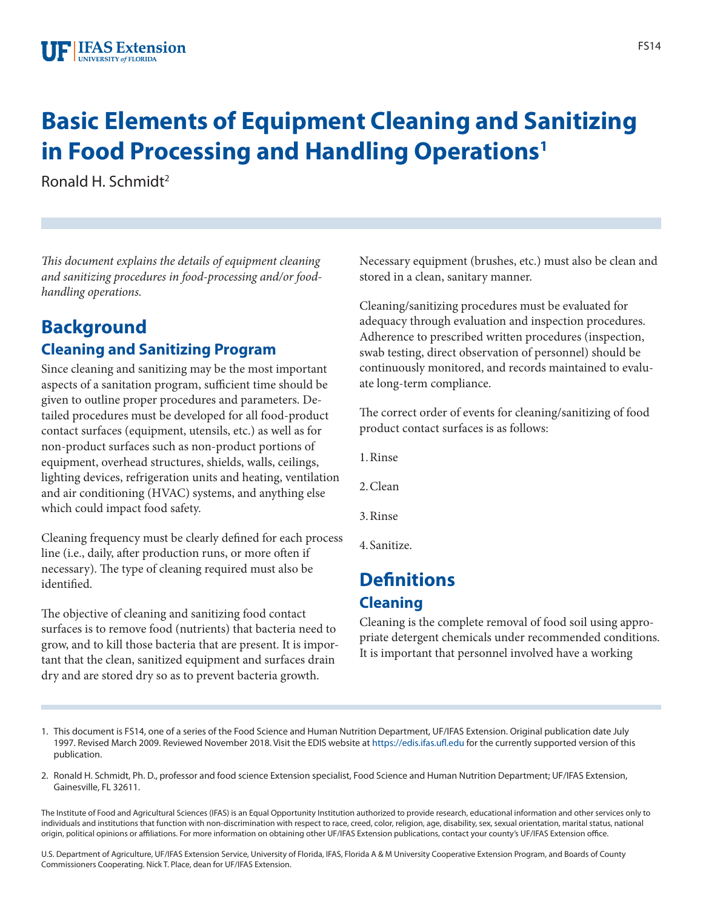# Basic Elements of Equipment Cleaning and Sanitizing in Food Processing and Handling Operations[1]

Ronald H. Schmidt[2]

*This document explains the details of equipment cleaning and sanitizing procedures in food-processing and/or food-handling operations.*

## Background

### Cleaning and Sanitizing Program

Since cleaning and sanitizing may be the most important aspects of a sanitation program, sufficient time should be given to outline proper procedures and parameters. Detailed procedures must be developed for all food-product contact surfaces (equipment, utensils, etc.) as well as for non-product surfaces such as non-product portions of equipment, overhead structures, shields, walls, ceilings, lighting devices, refrigeration units and heating, ventilation and air conditioning (HVAC) systems, and anything else which could impact food safety.

Cleaning frequency must be clearly defined for each process line (i.e., daily, after production runs, or more often if necessary). The type of cleaning required must also be identified.

The objective of cleaning and sanitizing food contact surfaces is to remove food (nutrients) that bacteria need to grow, and to kill those bacteria that are present. It is important that the clean, sanitized equipment and surfaces drain dry and are stored dry so as to prevent bacteria growth.

Necessary equipment (brushes, etc.) must also be clean and stored in a clean, sanitary manner.

Cleaning/sanitizing procedures must be evaluated for adequacy through evaluation and inspection procedures. Adherence to prescribed written procedures (inspection, swab testing, direct observation of personnel) should be continuously monitored, and records maintained to evaluate long-term compliance.

The correct order of events for cleaning/sanitizing of food product contact surfaces is as follows:

1. Rinse
2. Clean
3. Rinse
4. Sanitize.

## Definitions

### Cleaning

Cleaning is the complete removal of food soil using appropriate detergent chemicals under recommended conditions. It is important that personnel involved have a working

1. This document is FS14, one of a series of the Food Science and Human Nutrition Department, UF/IFAS Extension. Original publication date July 1997. Revised March 2009. Reviewed November 2018. Visit the EDIS website at https://edis.ifas.ufl.edu for the currently supported version of this publication.

2. Ronald H. Schmidt, Ph. D., professor and food science Extension specialist, Food Science and Human Nutrition Department; UF/IFAS Extension, Gainesville, FL 32611.

The Institute of Food and Agricultural Sciences (IFAS) is an Equal Opportunity Institution authorized to provide research, educational information and other services only to individuals and institutions that function with non-discrimination with respect to race, creed, color, religion, age, disability, sex, sexual orientation, marital status, national origin, political opinions or affiliations. For more information on obtaining other UF/IFAS Extension publications, contact your county's UF/IFAS Extension office.

U.S. Department of Agriculture, UF/IFAS Extension Service, University of Florida, IFAS, Florida A & M University Cooperative Extension Program, and Boards of County Commissioners Cooperating. Nick T. Place, dean for UF/IFAS Extension.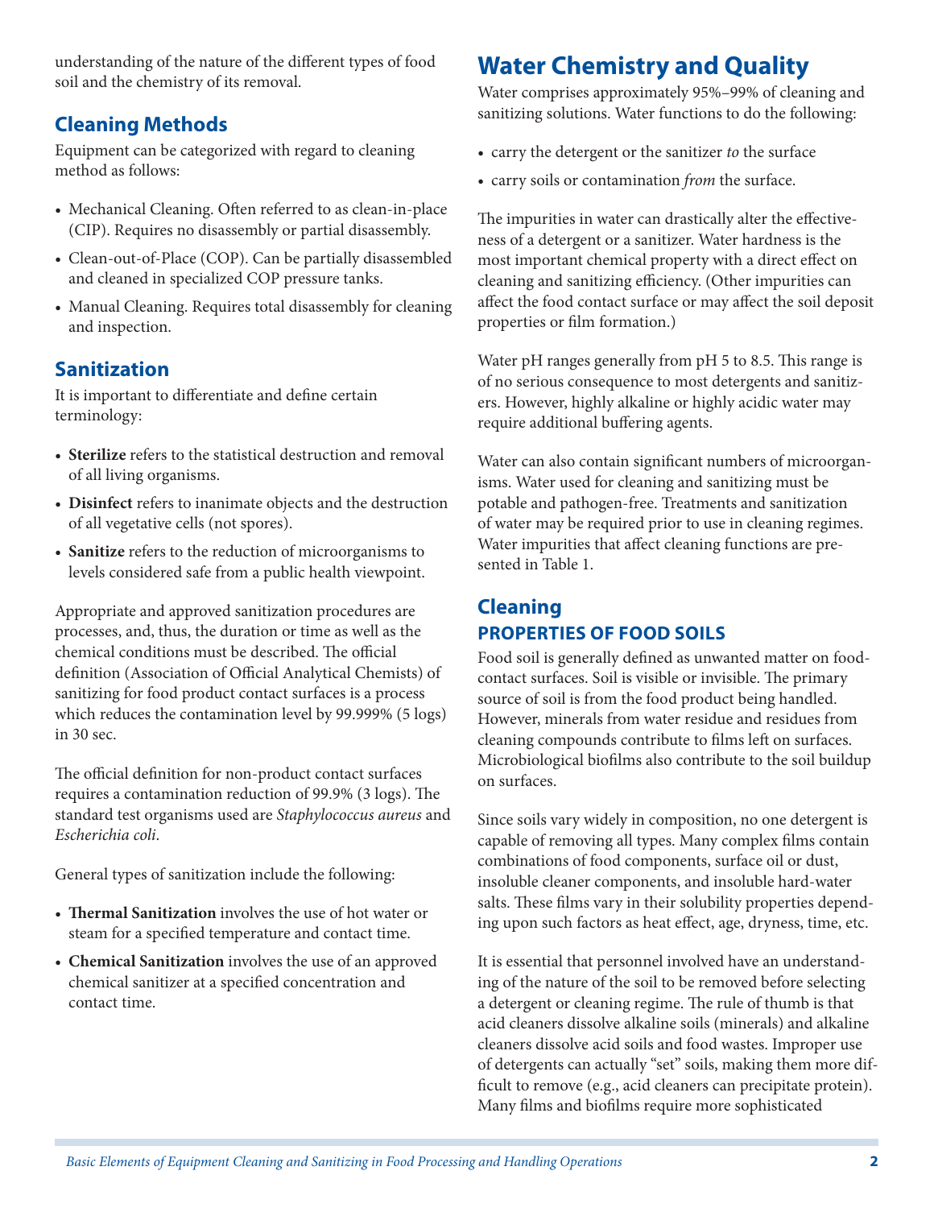understanding of the nature of the different types of food soil and the chemistry of its removal.

## Cleaning Methods

Equipment can be categorized with regard to cleaning method as follows:

- Mechanical Cleaning. Often referred to as clean-in-place (CIP). Requires no disassembly or partial disassembly.
- Clean-out-of-Place (COP). Can be partially disassembled and cleaned in specialized COP pressure tanks.
- Manual Cleaning. Requires total disassembly for cleaning and inspection.

## Sanitization

It is important to differentiate and define certain terminology:

- **Sterilize** refers to the statistical destruction and removal of all living organisms.
- **Disinfect** refers to inanimate objects and the destruction of all vegetative cells (not spores).
- **Sanitize** refers to the reduction of microorganisms to levels considered safe from a public health viewpoint.

Appropriate and approved sanitization procedures are processes, and, thus, the duration or time as well as the chemical conditions must be described. The official definition (Association of Official Analytical Chemists) of sanitizing for food product contact surfaces is a process which reduces the contamination level by 99.999% (5 logs) in 30 sec.

The official definition for non-product contact surfaces requires a contamination reduction of 99.9% (3 logs). The standard test organisms used are *Staphylococcus aureus* and *Escherichia coli*.

General types of sanitization include the following:

- **Thermal Sanitization** involves the use of hot water or steam for a specified temperature and contact time.
- **Chemical Sanitization** involves the use of an approved chemical sanitizer at a specified concentration and contact time.

# Water Chemistry and Quality

Water comprises approximately 95%–99% of cleaning and sanitizing solutions. Water functions to do the following:

- carry the detergent or the sanitizer *to* the surface
- carry soils or contamination *from* the surface.

The impurities in water can drastically alter the effectiveness of a detergent or a sanitizer. Water hardness is the most important chemical property with a direct effect on cleaning and sanitizing efficiency. (Other impurities can affect the food contact surface or may affect the soil deposit properties or film formation.)

Water pH ranges generally from pH 5 to 8.5. This range is of no serious consequence to most detergents and sanitizers. However, highly alkaline or highly acidic water may require additional buffering agents.

Water can also contain significant numbers of microorganisms. Water used for cleaning and sanitizing must be potable and pathogen-free. Treatments and sanitization of water may be required prior to use in cleaning regimes. Water impurities that affect cleaning functions are presented in Table 1.

## Cleaning

### PROPERTIES OF FOOD SOILS

Food soil is generally defined as unwanted matter on food-contact surfaces. Soil is visible or invisible. The primary source of soil is from the food product being handled. However, minerals from water residue and residues from cleaning compounds contribute to films left on surfaces. Microbiological biofilms also contribute to the soil buildup on surfaces.

Since soils vary widely in composition, no one detergent is capable of removing all types. Many complex films contain combinations of food components, surface oil or dust, insoluble cleaner components, and insoluble hard-water salts. These films vary in their solubility properties depending upon such factors as heat effect, age, dryness, time, etc.

It is essential that personnel involved have an understanding of the nature of the soil to be removed before selecting a detergent or cleaning regime. The rule of thumb is that acid cleaners dissolve alkaline soils (minerals) and alkaline cleaners dissolve acid soils and food wastes. Improper use of detergents can actually "set" soils, making them more difficult to remove (e.g., acid cleaners can precipitate protein). Many films and biofilms require more sophisticated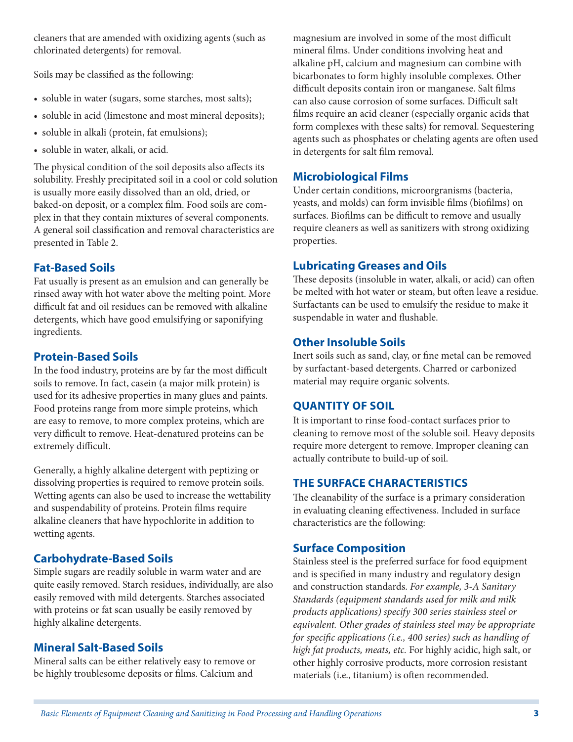cleaners that are amended with oxidizing agents (such as chlorinated detergents) for removal.

Soils may be classified as the following:

- soluble in water (sugars, some starches, most salts);
- soluble in acid (limestone and most mineral deposits);
- soluble in alkali (protein, fat emulsions);
- soluble in water, alkali, or acid.

The physical condition of the soil deposits also affects its solubility. Freshly precipitated soil in a cool or cold solution is usually more easily dissolved than an old, dried, or baked-on deposit, or a complex film. Food soils are complex in that they contain mixtures of several components. A general soil classification and removal characteristics are presented in Table 2.

### Fat-Based Soils

Fat usually is present as an emulsion and can generally be rinsed away with hot water above the melting point. More difficult fat and oil residues can be removed with alkaline detergents, which have good emulsifying or saponifying ingredients.

### Protein-Based Soils

In the food industry, proteins are by far the most difficult soils to remove. In fact, casein (a major milk protein) is used for its adhesive properties in many glues and paints. Food proteins range from more simple proteins, which are easy to remove, to more complex proteins, which are very difficult to remove. Heat-denatured proteins can be extremely difficult.

Generally, a highly alkaline detergent with peptizing or dissolving properties is required to remove protein soils. Wetting agents can also be used to increase the wettability and suspendability of proteins. Protein films require alkaline cleaners that have hypochlorite in addition to wetting agents.

### Carbohydrate-Based Soils

Simple sugars are readily soluble in warm water and are quite easily removed. Starch residues, individually, are also easily removed with mild detergents. Starches associated with proteins or fat scan usually be easily removed by highly alkaline detergents.

### Mineral Salt-Based Soils

Mineral salts can be either relatively easy to remove or be highly troublesome deposits or films. Calcium and magnesium are involved in some of the most difficult mineral films. Under conditions involving heat and alkaline pH, calcium and magnesium can combine with bicarbonates to form highly insoluble complexes. Other difficult deposits contain iron or manganese. Salt films can also cause corrosion of some surfaces. Difficult salt films require an acid cleaner (especially organic acids that form complexes with these salts) for removal. Sequestering agents such as phosphates or chelating agents are often used in detergents for salt film removal.

### Microbiological Films

Under certain conditions, microorgranisms (bacteria, yeasts, and molds) can form invisible films (biofilms) on surfaces. Biofilms can be difficult to remove and usually require cleaners as well as sanitizers with strong oxidizing properties.

### Lubricating Greases and Oils

These deposits (insoluble in water, alkali, or acid) can often be melted with hot water or steam, but often leave a residue. Surfactants can be used to emulsify the residue to make it suspendable in water and flushable.

### Other Insoluble Soils

Inert soils such as sand, clay, or fine metal can be removed by surfactant-based detergents. Charred or carbonized material may require organic solvents.

## QUANTITY OF SOIL

It is important to rinse food-contact surfaces prior to cleaning to remove most of the soluble soil. Heavy deposits require more detergent to remove. Improper cleaning can actually contribute to build-up of soil.

## THE SURFACE CHARACTERISTICS

The cleanability of the surface is a primary consideration in evaluating cleaning effectiveness. Included in surface characteristics are the following:

### Surface Composition

Stainless steel is the preferred surface for food equipment and is specified in many industry and regulatory design and construction standards. *For example, 3-A Sanitary Standards (equipment standards used for milk and milk products applications) specify 300 series stainless steel or equivalent. Other grades of stainless steel may be appropriate for specific applications (i.e., 400 series) such as handling of high fat products, meats, etc.* For highly acidic, high salt, or other highly corrosive products, more corrosion resistant materials (i.e., titanium) is often recommended.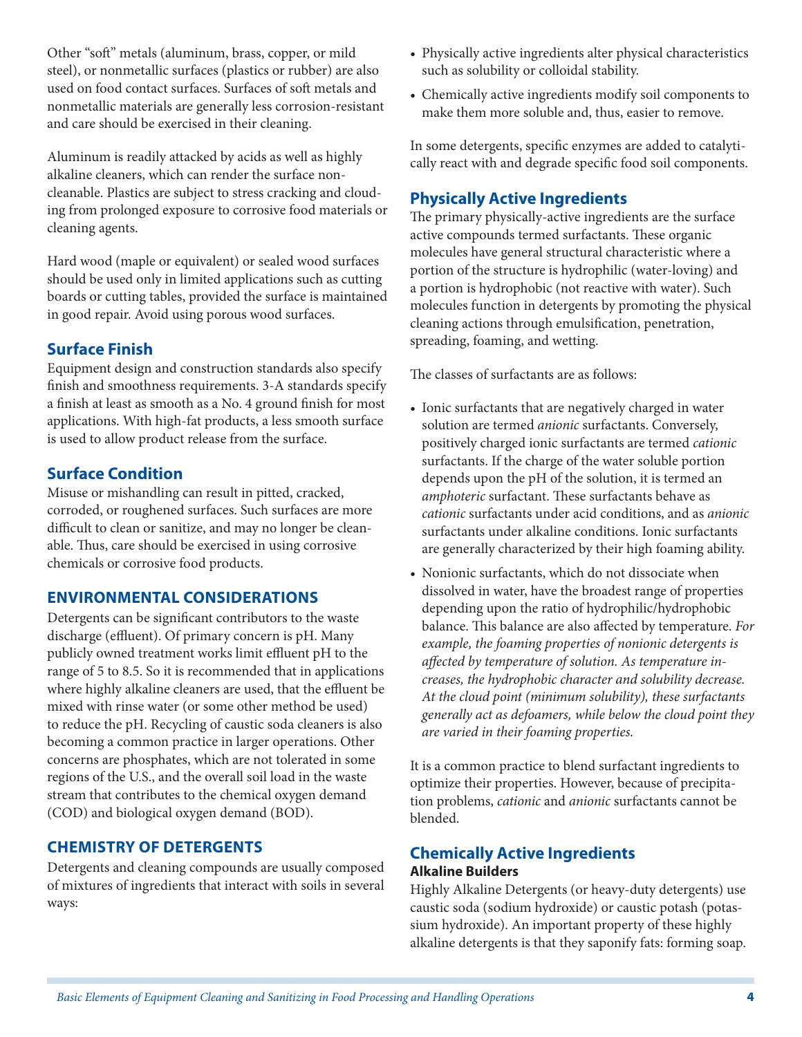Other “soft” metals (aluminum, brass, copper, or mild steel), or nonmetallic surfaces (plastics or rubber) are also used on food contact surfaces. Surfaces of soft metals and nonmetallic materials are generally less corrosion-resistant and care should be exercised in their cleaning.

Aluminum is readily attacked by acids as well as highly alkaline cleaners, which can render the surface non-cleanable. Plastics are subject to stress cracking and clouding from prolonged exposure to corrosive food materials or cleaning agents.

Hard wood (maple or equivalent) or sealed wood surfaces should be used only in limited applications such as cutting boards or cutting tables, provided the surface is maintained in good repair. Avoid using porous wood surfaces.

### Surface Finish

Equipment design and construction standards also specify finish and smoothness requirements. 3-A standards specify a finish at least as smooth as a No. 4 ground finish for most applications. With high-fat products, a less smooth surface is used to allow product release from the surface.

### Surface Condition

Misuse or mishandling can result in pitted, cracked, corroded, or roughened surfaces. Such surfaces are more difficult to clean or sanitize, and may no longer be cleanable. Thus, care should be exercised in using corrosive chemicals or corrosive food products.

## ENVIRONMENTAL CONSIDERATIONS

Detergents can be significant contributors to the waste discharge (effluent). Of primary concern is pH. Many publicly owned treatment works limit effluent pH to the range of 5 to 8.5. So it is recommended that in applications where highly alkaline cleaners are used, that the effluent be mixed with rinse water (or some other method be used) to reduce the pH. Recycling of caustic soda cleaners is also becoming a common practice in larger operations. Other concerns are phosphates, which are not tolerated in some regions of the U.S., and the overall soil load in the waste stream that contributes to the chemical oxygen demand (COD) and biological oxygen demand (BOD).

## CHEMISTRY OF DETERGENTS

Detergents and cleaning compounds are usually composed of mixtures of ingredients that interact with soils in several ways:

- Physically active ingredients alter physical characteristics such as solubility or colloidal stability.
- Chemically active ingredients modify soil components to make them more soluble and, thus, easier to remove.

In some detergents, specific enzymes are added to catalytically react with and degrade specific food soil components.

### Physically Active Ingredients

The primary physically-active ingredients are the surface active compounds termed surfactants. These organic molecules have general structural characteristic where a portion of the structure is hydrophilic (water-loving) and a portion is hydrophobic (not reactive with water). Such molecules function in detergents by promoting the physical cleaning actions through emulsification, penetration, spreading, foaming, and wetting.

The classes of surfactants are as follows:

- Ionic surfactants that are negatively charged in water solution are termed *anionic* surfactants. Conversely, positively charged ionic surfactants are termed *cationic* surfactants. If the charge of the water soluble portion depends upon the pH of the solution, it is termed an *amphoteric* surfactant. These surfactants behave as *cationic* surfactants under acid conditions, and as *anionic* surfactants under alkaline conditions. Ionic surfactants are generally characterized by their high foaming ability.
- Nonionic surfactants, which do not dissociate when dissolved in water, have the broadest range of properties depending upon the ratio of hydrophilic/hydrophobic balance. This balance are also affected by temperature. *For example, the foaming properties of nonionic detergents is affected by temperature of solution. As temperature increases, the hydrophobic character and solubility decrease. At the cloud point (minimum solubility), these surfactants generally act as defoamers, while below the cloud point they are varied in their foaming properties.*

It is a common practice to blend surfactant ingredients to optimize their properties. However, because of precipitation problems, *cationic* and *anionic* surfactants cannot be blended.

### Chemically Active Ingredients

#### Alkaline Builders

Highly Alkaline Detergents (or heavy-duty detergents) use caustic soda (sodium hydroxide) or caustic potash (potassium hydroxide). An important property of these highly alkaline detergents is that they saponify fats: forming soap.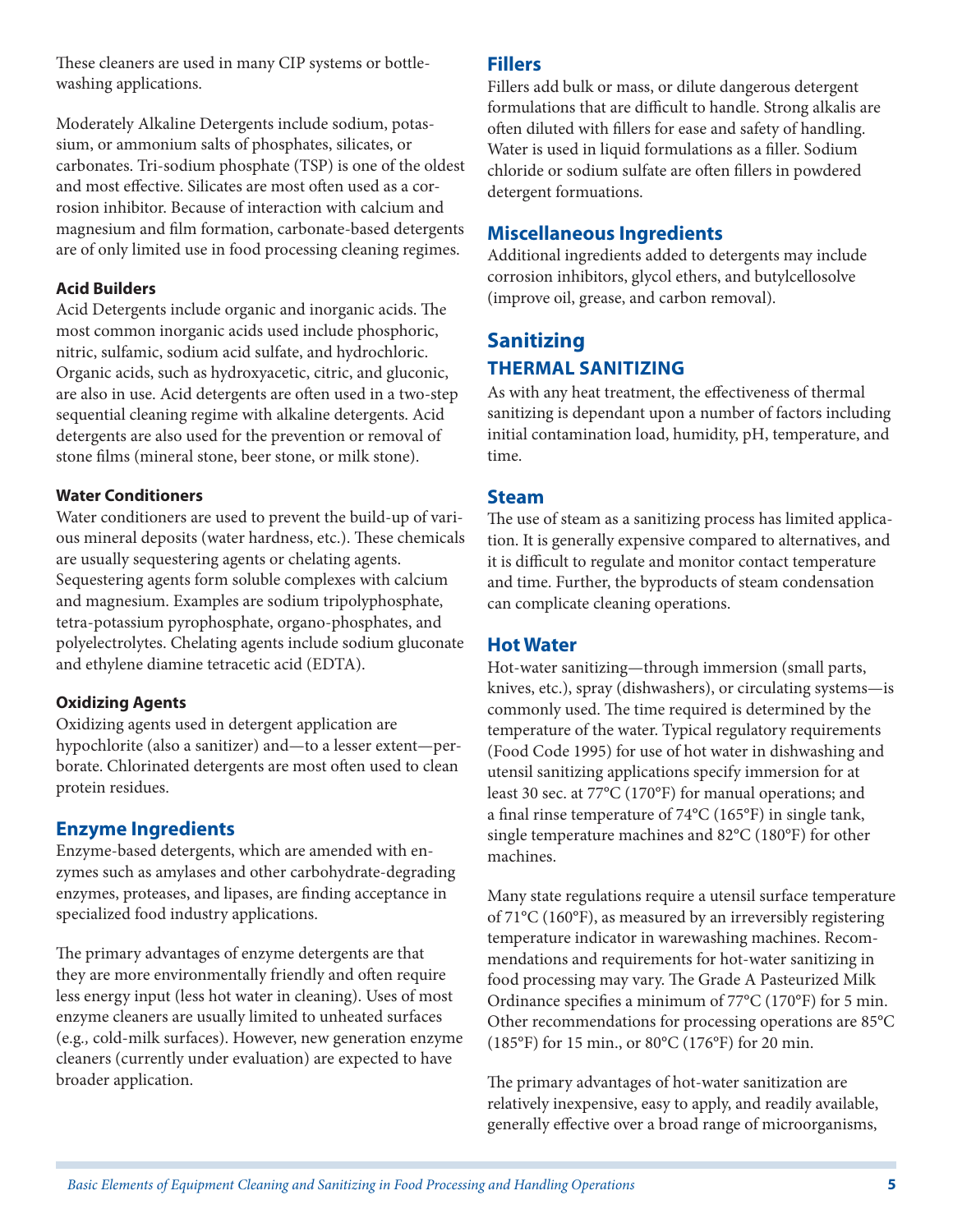These cleaners are used in many CIP systems or bottle-washing applications.

Moderately Alkaline Detergents include sodium, potassium, or ammonium salts of phosphates, silicates, or carbonates. Tri-sodium phosphate (TSP) is one of the oldest and most effective. Silicates are most often used as a corrosion inhibitor. Because of interaction with calcium and magnesium and film formation, carbonate-based detergents are of only limited use in food processing cleaning regimes.

#### Acid Builders

Acid Detergents include organic and inorganic acids. The most common inorganic acids used include phosphoric, nitric, sulfamic, sodium acid sulfate, and hydrochloric. Organic acids, such as hydroxyacetic, citric, and gluconic, are also in use. Acid detergents are often used in a two-step sequential cleaning regime with alkaline detergents. Acid detergents are also used for the prevention or removal of stone films (mineral stone, beer stone, or milk stone).

#### Water Conditioners

Water conditioners are used to prevent the build-up of various mineral deposits (water hardness, etc.). These chemicals are usually sequestering agents or chelating agents. Sequestering agents form soluble complexes with calcium and magnesium. Examples are sodium tripolyphosphate, tetra-potassium pyrophosphate, organo-phosphates, and polyelectrolytes. Chelating agents include sodium gluconate and ethylene diamine tetracetic acid (EDTA).

#### Oxidizing Agents

Oxidizing agents used in detergent application are hypochlorite (also a sanitizer) and—to a lesser extent—perborate. Chlorinated detergents are most often used to clean protein residues.

### Enzyme Ingredients

Enzyme-based detergents, which are amended with enzymes such as amylases and other carbohydrate-degrading enzymes, proteases, and lipases, are finding acceptance in specialized food industry applications.

The primary advantages of enzyme detergents are that they are more environmentally friendly and often require less energy input (less hot water in cleaning). Uses of most enzyme cleaners are usually limited to unheated surfaces (e.g., cold-milk surfaces). However, new generation enzyme cleaners (currently under evaluation) are expected to have broader application.

### Fillers

Fillers add bulk or mass, or dilute dangerous detergent formulations that are difficult to handle. Strong alkalis are often diluted with fillers for ease and safety of handling. Water is used in liquid formulations as a filler. Sodium chloride or sodium sulfate are often fillers in powdered detergent formuations.

### Miscellaneous Ingredients

Additional ingredients added to detergents may include corrosion inhibitors, glycol ethers, and butylcellosolve (improve oil, grease, and carbon removal).

## Sanitizing

### THERMAL SANITIZING

As with any heat treatment, the effectiveness of thermal sanitizing is dependant upon a number of factors including initial contamination load, humidity, pH, temperature, and time.

### Steam

The use of steam as a sanitizing process has limited application. It is generally expensive compared to alternatives, and it is difficult to regulate and monitor contact temperature and time. Further, the byproducts of steam condensation can complicate cleaning operations.

### Hot Water

Hot-water sanitizing—through immersion (small parts, knives, etc.), spray (dishwashers), or circulating systems—is commonly used. The time required is determined by the temperature of the water. Typical regulatory requirements (Food Code 1995) for use of hot water in dishwashing and utensil sanitizing applications specify immersion for at least 30 sec. at 77°C (170°F) for manual operations; and a final rinse temperature of 74°C (165°F) in single tank, single temperature machines and 82°C (180°F) for other machines.

Many state regulations require a utensil surface temperature of 71°C (160°F), as measured by an irreversibly registering temperature indicator in warewashing machines. Recommendations and requirements for hot-water sanitizing in food processing may vary. The Grade A Pasteurized Milk Ordinance specifies a minimum of 77°C (170°F) for 5 min. Other recommendations for processing operations are 85°C (185°F) for 15 min., or 80°C (176°F) for 20 min.

The primary advantages of hot-water sanitization are relatively inexpensive, easy to apply, and readily available, generally effective over a broad range of microorganisms,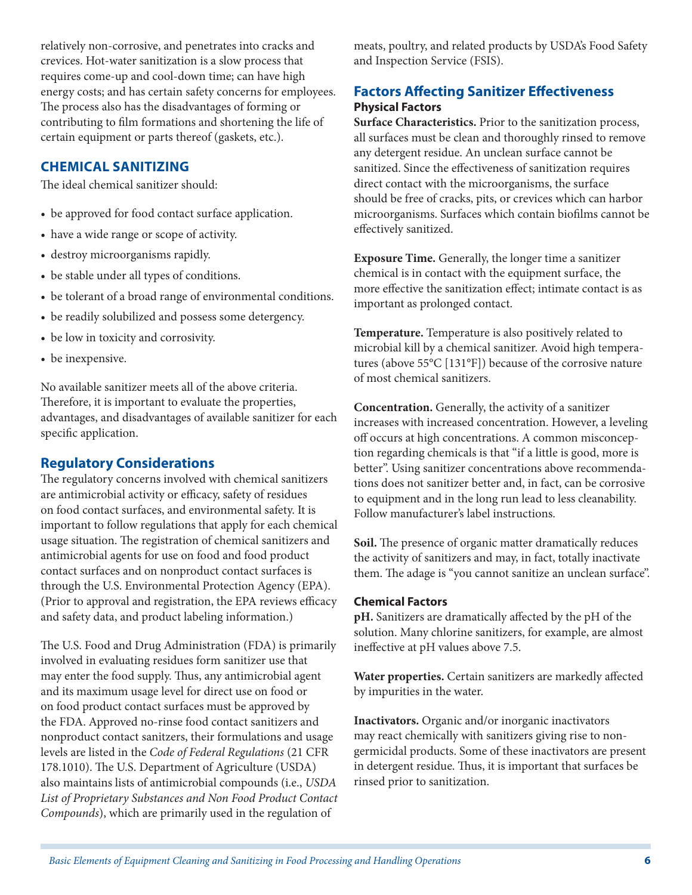relatively non-corrosive, and penetrates into cracks and crevices. Hot-water sanitization is a slow process that requires come-up and cool-down time; can have high energy costs; and has certain safety concerns for employees. The process also has the disadvantages of forming or contributing to film formations and shortening the life of certain equipment or parts thereof (gaskets, etc.).

## CHEMICAL SANITIZING

The ideal chemical sanitizer should:

- be approved for food contact surface application.
- have a wide range or scope of activity.
- destroy microorganisms rapidly.
- be stable under all types of conditions.
- be tolerant of a broad range of environmental conditions.
- be readily solubilized and possess some detergency.
- be low in toxicity and corrosivity.
- be inexpensive.

No available sanitizer meets all of the above criteria. Therefore, it is important to evaluate the properties, advantages, and disadvantages of available sanitizer for each specific application.

### Regulatory Considerations

The regulatory concerns involved with chemical sanitizers are antimicrobial activity or efficacy, safety of residues on food contact surfaces, and environmental safety. It is important to follow regulations that apply for each chemical usage situation. The registration of chemical sanitizers and antimicrobial agents for use on food and food product contact surfaces and on nonproduct contact surfaces is through the U.S. Environmental Protection Agency (EPA). (Prior to approval and registration, the EPA reviews efficacy and safety data, and product labeling information.)

The U.S. Food and Drug Administration (FDA) is primarily involved in evaluating residues form sanitizer use that may enter the food supply. Thus, any antimicrobial agent and its maximum usage level for direct use on food or on food product contact surfaces must be approved by the FDA. Approved no-rinse food contact sanitizers and nonproduct contact sanitzers, their formulations and usage levels are listed in the *Code of Federal Regulations* (21 CFR 178.1010). The U.S. Department of Agriculture (USDA) also maintains lists of antimicrobial compounds (i.e., *USDA List of Proprietary Substances and Non Food Product Contact Compounds*), which are primarily used in the regulation of meats, poultry, and related products by USDA's Food Safety and Inspection Service (FSIS).

### Factors Affecting Sanitizer Effectiveness

#### Physical Factors

**Surface Characteristics.** Prior to the sanitization process, all surfaces must be clean and thoroughly rinsed to remove any detergent residue. An unclean surface cannot be sanitized. Since the effectiveness of sanitization requires direct contact with the microorganisms, the surface should be free of cracks, pits, or crevices which can harbor microorganisms. Surfaces which contain biofilms cannot be effectively sanitized.

**Exposure Time.** Generally, the longer time a sanitizer chemical is in contact with the equipment surface, the more effective the sanitization effect; intimate contact is as important as prolonged contact.

**Temperature.** Temperature is also positively related to microbial kill by a chemical sanitizer. Avoid high temperatures (above 55°C [131°F]) because of the corrosive nature of most chemical sanitizers.

**Concentration.** Generally, the activity of a sanitizer increases with increased concentration. However, a leveling off occurs at high concentrations. A common misconception regarding chemicals is that "if a little is good, more is better". Using sanitizer concentrations above recommendations does not sanitizer better and, in fact, can be corrosive to equipment and in the long run lead to less cleanability. Follow manufacturer's label instructions.

**Soil.** The presence of organic matter dramatically reduces the activity of sanitizers and may, in fact, totally inactivate them. The adage is "you cannot sanitize an unclean surface".

#### Chemical Factors

**pH.** Sanitizers are dramatically affected by the pH of the solution. Many chlorine sanitizers, for example, are almost ineffective at pH values above 7.5.

**Water properties.** Certain sanitizers are markedly affected by impurities in the water.

**Inactivators.** Organic and/or inorganic inactivators may react chemically with sanitizers giving rise to non-germicidal products. Some of these inactivators are present in detergent residue. Thus, it is important that surfaces be rinsed prior to sanitization.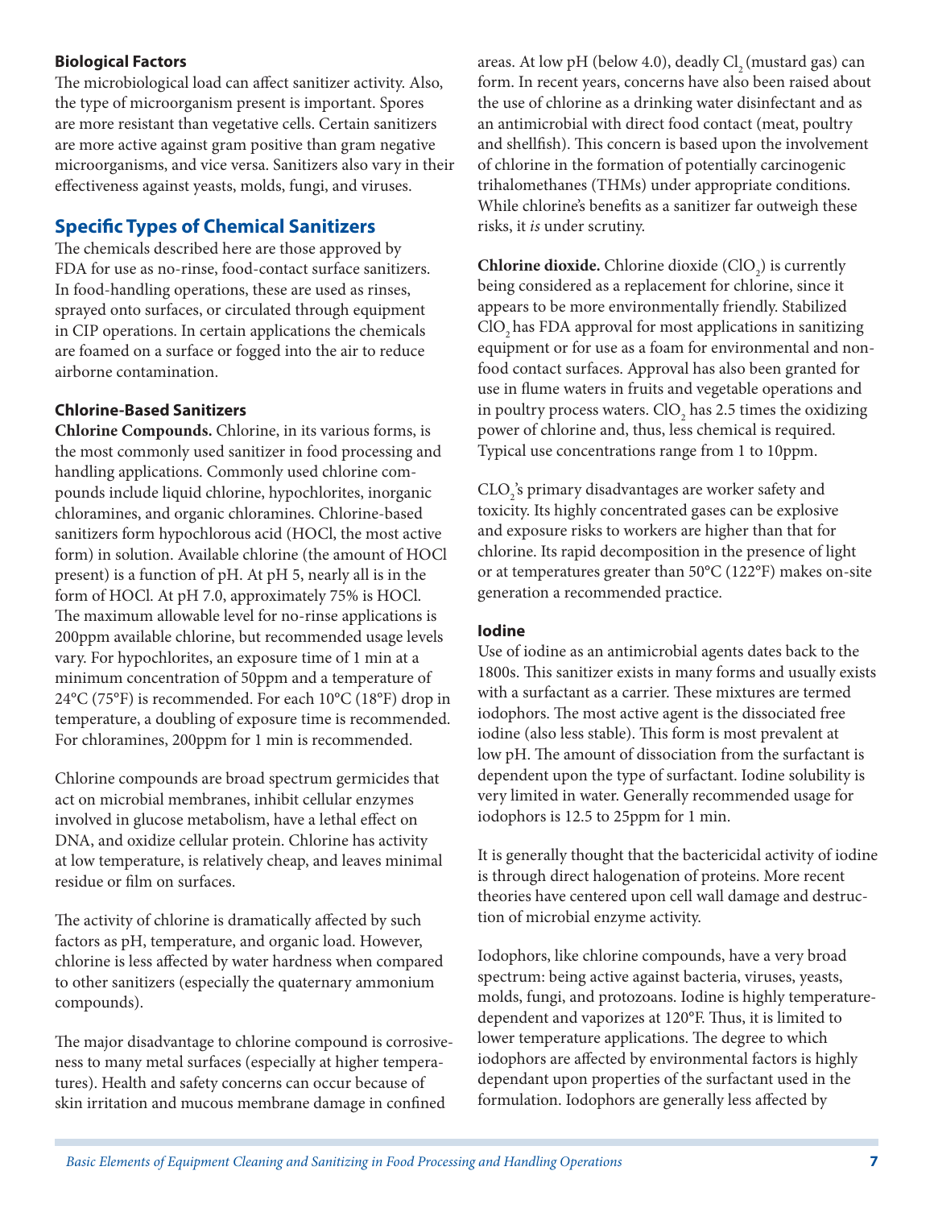### Biological Factors

The microbiological load can affect sanitizer activity. Also, the type of microorganism present is important. Spores are more resistant than vegetative cells. Certain sanitizers are more active against gram positive than gram negative microorganisms, and vice versa. Sanitizers also vary in their effectiveness against yeasts, molds, fungi, and viruses.

## Specific Types of Chemical Sanitizers

The chemicals described here are those approved by FDA for use as no-rinse, food-contact surface sanitizers. In food-handling operations, these are used as rinses, sprayed onto surfaces, or circulated through equipment in CIP operations. In certain applications the chemicals are foamed on a surface or fogged into the air to reduce airborne contamination.

### Chlorine-Based Sanitizers

**Chlorine Compounds.** Chlorine, in its various forms, is the most commonly used sanitizer in food processing and handling applications. Commonly used chlorine compounds include liquid chlorine, hypochlorites, inorganic chloramines, and organic chloramines. Chlorine-based sanitizers form hypochlorous acid (HOCl, the most active form) in solution. Available chlorine (the amount of HOCl present) is a function of pH. At pH 5, nearly all is in the form of HOCl. At pH 7.0, approximately 75% is HOCl. The maximum allowable level for no-rinse applications is 200ppm available chlorine, but recommended usage levels vary. For hypochlorites, an exposure time of 1 min at a minimum concentration of 50ppm and a temperature of 24°C (75°F) is recommended. For each 10°C (18°F) drop in temperature, a doubling of exposure time is recommended. For chloramines, 200ppm for 1 min is recommended.

Chlorine compounds are broad spectrum germicides that act on microbial membranes, inhibit cellular enzymes involved in glucose metabolism, have a lethal effect on DNA, and oxidize cellular protein. Chlorine has activity at low temperature, is relatively cheap, and leaves minimal residue or film on surfaces.

The activity of chlorine is dramatically affected by such factors as pH, temperature, and organic load. However, chlorine is less affected by water hardness when compared to other sanitizers (especially the quaternary ammonium compounds).

The major disadvantage to chlorine compound is corrosiveness to many metal surfaces (especially at higher temperatures). Health and safety concerns can occur because of skin irritation and mucous membrane damage in confined areas. At low pH (below 4.0), deadly $Cl_2$ (mustard gas) can form. In recent years, concerns have also been raised about the use of chlorine as a drinking water disinfectant and as an antimicrobial with direct food contact (meat, poultry and shellfish). This concern is based upon the involvement of chlorine in the formation of potentially carcinogenic trihalomethanes (THMs) under appropriate conditions. While chlorine's benefits as a sanitizer far outweigh these risks, it *is* under scrutiny.

**Chlorine dioxide.** Chlorine dioxide ($ClO_2$) is currently being considered as a replacement for chlorine, since it appears to be more environmentally friendly. Stabilized $ClO_2$ has FDA approval for most applications in sanitizing equipment or for use as a foam for environmental and non-food contact surfaces. Approval has also been granted for use in flume waters in fruits and vegetable operations and in poultry process waters. $ClO_2$ has 2.5 times the oxidizing power of chlorine and, thus, less chemical is required. Typical use concentrations range from 1 to 10ppm.

$CLO_2$'s primary disadvantages are worker safety and toxicity. Its highly concentrated gases can be explosive and exposure risks to workers are higher than that for chlorine. Its rapid decomposition in the presence of light or at temperatures greater than 50°C (122°F) makes on-site generation a recommended practice.

### Iodine

Use of iodine as an antimicrobial agents dates back to the 1800s. This sanitizer exists in many forms and usually exists with a surfactant as a carrier. These mixtures are termed iodophors. The most active agent is the dissociated free iodine (also less stable). This form is most prevalent at low pH. The amount of dissociation from the surfactant is dependent upon the type of surfactant. Iodine solubility is very limited in water. Generally recommended usage for iodophors is 12.5 to 25ppm for 1 min.

It is generally thought that the bactericidal activity of iodine is through direct halogenation of proteins. More recent theories have centered upon cell wall damage and destruction of microbial enzyme activity.

Iodophors, like chlorine compounds, have a very broad spectrum: being active against bacteria, viruses, yeasts, molds, fungi, and protozoans. Iodine is highly temperature-dependent and vaporizes at 120°F. Thus, it is limited to lower temperature applications. The degree to which iodophors are affected by environmental factors is highly dependant upon properties of the surfactant used in the formulation. Iodophors are generally less affected by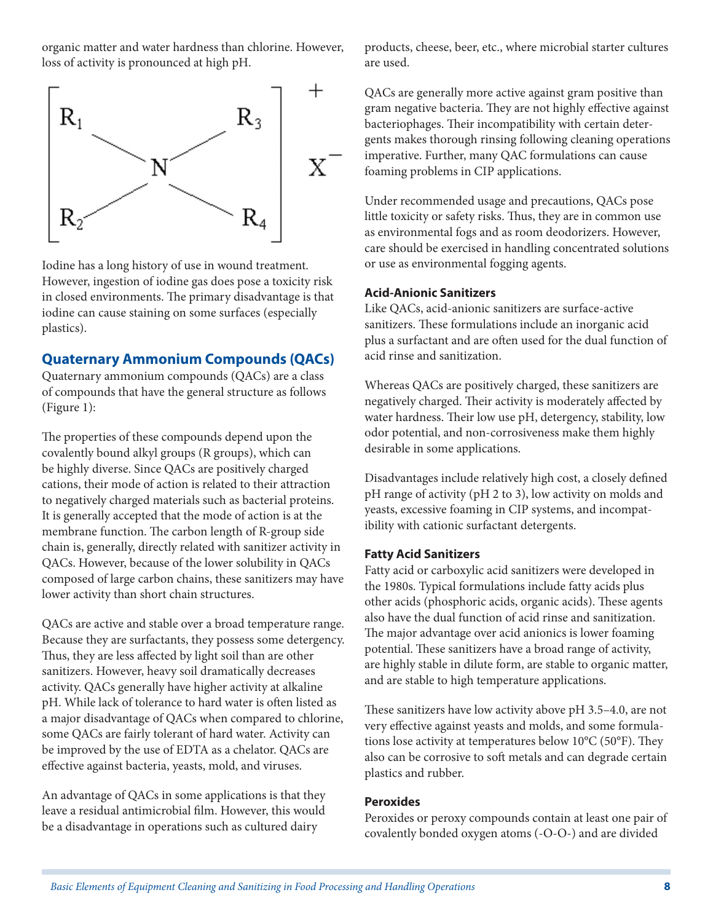organic matter and water hardness than chlorine. However, loss of activity is pronounced at high pH.

$$\left[ \begin{array}{ccc} R_1 & & R_3 \\ & N & \\ R_2 & & R_4 \end{array} \right]^{+} X^{-}$$

Iodine has a long history of use in wound treatment. However, ingestion of iodine gas does pose a toxicity risk in closed environments. The primary disadvantage is that iodine can cause staining on some surfaces (especially plastics).

## Quaternary Ammonium Compounds (QACs)

Quaternary ammonium compounds (QACs) are a class of compounds that have the general structure as follows (Figure 1):

The properties of these compounds depend upon the covalently bound alkyl groups (R groups), which can be highly diverse. Since QACs are positively charged cations, their mode of action is related to their attraction to negatively charged materials such as bacterial proteins. It is generally accepted that the mode of action is at the membrane function. The carbon length of R-group side chain is, generally, directly related with sanitizer activity in QACs. However, because of the lower solubility in QACs composed of large carbon chains, these sanitizers may have lower activity than short chain structures.

QACs are active and stable over a broad temperature range. Because they are surfactants, they possess some detergency. Thus, they are less affected by light soil than are other sanitizers. However, heavy soil dramatically decreases activity. QACs generally have higher activity at alkaline pH. While lack of tolerance to hard water is often listed as a major disadvantage of QACs when compared to chlorine, some QACs are fairly tolerant of hard water. Activity can be improved by the use of EDTA as a chelator. QACs are effective against bacteria, yeasts, mold, and viruses.

An advantage of QACs in some applications is that they leave a residual antimicrobial film. However, this would be a disadvantage in operations such as cultured dairy products, cheese, beer, etc., where microbial starter cultures are used.

QACs are generally more active against gram positive than gram negative bacteria. They are not highly effective against bacteriophages. Their incompatibility with certain detergents makes thorough rinsing following cleaning operations imperative. Further, many QAC formulations can cause foaming problems in CIP applications.

Under recommended usage and precautions, QACs pose little toxicity or safety risks. Thus, they are in common use as environmental fogs and as room deodorizers. However, care should be exercised in handling concentrated solutions or use as environmental fogging agents.

### Acid-Anionic Sanitizers

Like QACs, acid-anionic sanitizers are surface-active sanitizers. These formulations include an inorganic acid plus a surfactant and are often used for the dual function of acid rinse and sanitization.

Whereas QACs are positively charged, these sanitizers are negatively charged. Their activity is moderately affected by water hardness. Their low use pH, detergency, stability, low odor potential, and non-corrosiveness make them highly desirable in some applications.

Disadvantages include relatively high cost, a closely defined pH range of activity (pH 2 to 3), low activity on molds and yeasts, excessive foaming in CIP systems, and incompatibility with cationic surfactant detergents.

### Fatty Acid Sanitizers

Fatty acid or carboxylic acid sanitizers were developed in the 1980s. Typical formulations include fatty acids plus other acids (phosphoric acids, organic acids). These agents also have the dual function of acid rinse and sanitization. The major advantage over acid anionics is lower foaming potential. These sanitizers have a broad range of activity, are highly stable in dilute form, are stable to organic matter, and are stable to high temperature applications.

These sanitizers have low activity above pH 3.5–4.0, are not very effective against yeasts and molds, and some formulations lose activity at temperatures below 10°C (50°F). They also can be corrosive to soft metals and can degrade certain plastics and rubber.

### Peroxides

Peroxides or peroxy compounds contain at least one pair of covalently bonded oxygen atoms (-O-O-) and are divided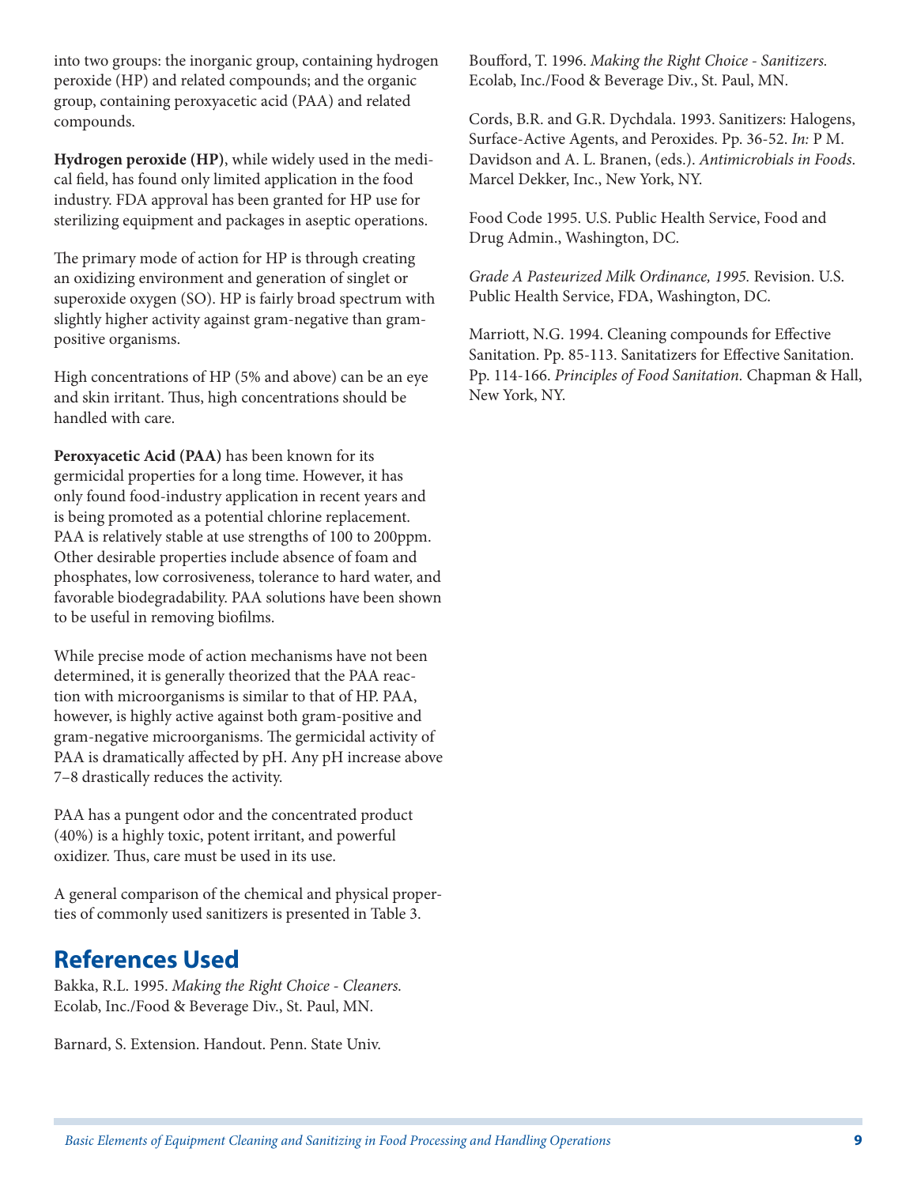into two groups: the inorganic group, containing hydrogen peroxide (HP) and related compounds; and the organic group, containing peroxyacetic acid (PAA) and related compounds.

**Hydrogen peroxide (HP)**, while widely used in the medical field, has found only limited application in the food industry. FDA approval has been granted for HP use for sterilizing equipment and packages in aseptic operations.

The primary mode of action for HP is through creating an oxidizing environment and generation of singlet or superoxide oxygen (SO). HP is fairly broad spectrum with slightly higher activity against gram-negative than gram-positive organisms.

High concentrations of HP (5% and above) can be an eye and skin irritant. Thus, high concentrations should be handled with care.

**Peroxyacetic Acid (PAA)** has been known for its germicidal properties for a long time. However, it has only found food-industry application in recent years and is being promoted as a potential chlorine replacement. PAA is relatively stable at use strengths of 100 to 200ppm. Other desirable properties include absence of foam and phosphates, low corrosiveness, tolerance to hard water, and favorable biodegradability. PAA solutions have been shown to be useful in removing biofilms.

While precise mode of action mechanisms have not been determined, it is generally theorized that the PAA reaction with microorganisms is similar to that of HP. PAA, however, is highly active against both gram-positive and gram-negative microorganisms. The germicidal activity of PAA is dramatically affected by pH. Any pH increase above 7–8 drastically reduces the activity.

PAA has a pungent odor and the concentrated product (40%) is a highly toxic, potent irritant, and powerful oxidizer. Thus, care must be used in its use.

A general comparison of the chemical and physical properties of commonly used sanitizers is presented in Table 3.

## References Used

Bakka, R.L. 1995. *Making the Right Choice - Cleaners.* Ecolab, Inc./Food & Beverage Div., St. Paul, MN.

Barnard, S. Extension. Handout. Penn. State Univ.

Boufford, T. 1996. *Making the Right Choice - Sanitizers.* Ecolab, Inc./Food & Beverage Div., St. Paul, MN.

Cords, B.R. and G.R. Dychdala. 1993. Sanitizers: Halogens, Surface-Active Agents, and Peroxides. Pp. 36-52. *In:* P M. Davidson and A. L. Branen, (eds.). *Antimicrobials in Foods*. Marcel Dekker, Inc., New York, NY.

Food Code 1995. U.S. Public Health Service, Food and Drug Admin., Washington, DC.

*Grade A Pasteurized Milk Ordinance, 1995.* Revision. U.S. Public Health Service, FDA, Washington, DC.

Marriott, N.G. 1994. Cleaning compounds for Effective Sanitation. Pp. 85-113. Sanitatizers for Effective Sanitation. Pp. 114-166. *Principles of Food Sanitation.* Chapman & Hall, New York, NY.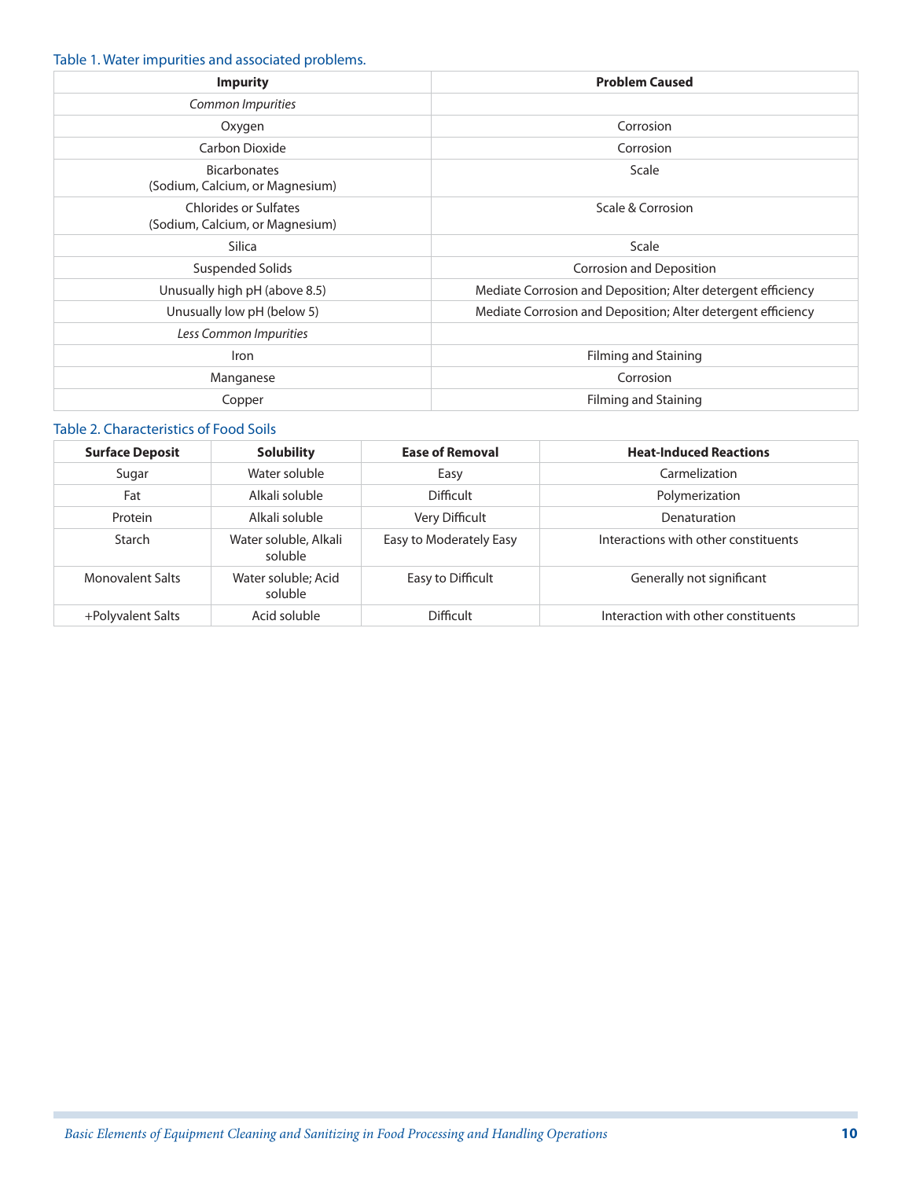Table 1. Water impurities and associated problems.

| Impurity | Problem Caused |
|---|---|
| *Common Impurities* | |
| Oxygen | Corrosion |
| Carbon Dioxide | Corrosion |
| Bicarbonates (Sodium, Calcium, or Magnesium) | Scale |
| Chlorides or Sulfates (Sodium, Calcium, or Magnesium) | Scale & Corrosion |
| Silica | Scale |
| Suspended Solids | Corrosion and Deposition |
| Unusually high pH (above 8.5) | Mediate Corrosion and Deposition; Alter detergent efficiency |
| Unusually low pH (below 5) | Mediate Corrosion and Deposition; Alter detergent efficiency |
| *Less Common Impurities* | |
| Iron | Filming and Staining |
| Manganese | Corrosion |
| Copper | Filming and Staining |

Table 2. Characteristics of Food Soils

| Surface Deposit | Solubility | Ease of Removal | Heat-Induced Reactions |
|---|---|---|---|
| Sugar | Water soluble | Easy | Carmelization |
| Fat | Alkali soluble | Difficult | Polymerization |
| Protein | Alkali soluble | Very Difficult | Denaturation |
| Starch | Water soluble, Alkali soluble | Easy to Moderately Easy | Interactions with other constituents |
| Monovalent Salts | Water soluble; Acid soluble | Easy to Difficult | Generally not significant |
| +Polyvalent Salts | Acid soluble | Difficult | Interaction with other constituents |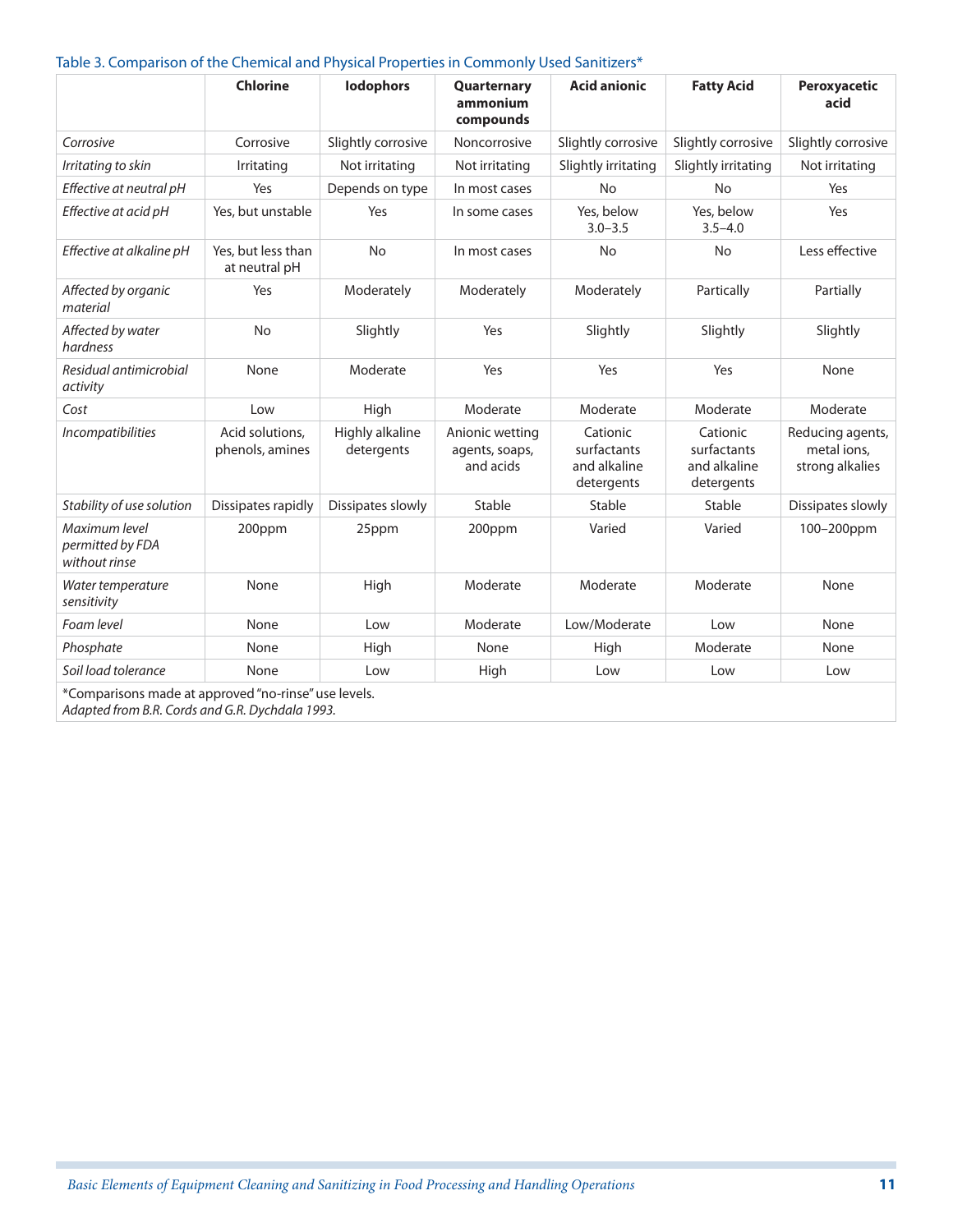Table 3. Comparison of the Chemical and Physical Properties in Commonly Used Sanitizers*

| | **Chlorine** | **Iodophors** | **Quarternary ammonium compounds** | **Acid anionic** | **Fatty Acid** | **Peroxyacetic acid** |
|---|---|---|---|---|---|---|
| *Corrosive* | Corrosive | Slightly corrosive | Noncorrosive | Slightly corrosive | Slightly corrosive | Slightly corrosive |
| *Irritating to skin* | Irritating | Not irritating | Not irritating | Slightly irritating | Slightly irritating | Not irritating |
| *Effective at neutral pH* | Yes | Depends on type | In most cases | No | No | Yes |
| *Effective at acid pH* | Yes, but unstable | Yes | In some cases | Yes, below 3.0–3.5 | Yes, below 3.5–4.0 | Yes |
| *Effective at alkaline pH* | Yes, but less than at neutral pH | No | In most cases | No | No | Less effective |
| *Affected by organic material* | Yes | Moderately | Moderately | Moderately | Partically | Partially |
| *Affected by water hardness* | No | Slightly | Yes | Slightly | Slightly | Slightly |
| *Residual antimicrobial activity* | None | Moderate | Yes | Yes | Yes | None |
| *Cost* | Low | High | Moderate | Moderate | Moderate | Moderate |
| *Incompatibilities* | Acid solutions, phenols, amines | Highly alkaline detergents | Anionic wetting agents, soaps, and acids | Cationic surfactants and alkaline detergents | Cationic surfactants and alkaline detergents | Reducing agents, metal ions, strong alkalies |
| *Stability of use solution* | Dissipates rapidly | Dissipates slowly | Stable | Stable | Stable | Dissipates slowly |
| *Maximum level permitted by FDA without rinse* | 200ppm | 25ppm | 200ppm | Varied | Varied | 100–200ppm |
| *Water temperature sensitivity* | None | High | Moderate | Moderate | Moderate | None |
| *Foam level* | None | Low | Moderate | Low/Moderate | Low | None |
| *Phosphate* | None | High | None | High | Moderate | None |
| *Soil load tolerance* | None | Low | High | Low | Low | Low |

*Comparisons made at approved "no-rinse" use levels.
*Adapted from B.R. Cords and G.R. Dychdala 1993.*